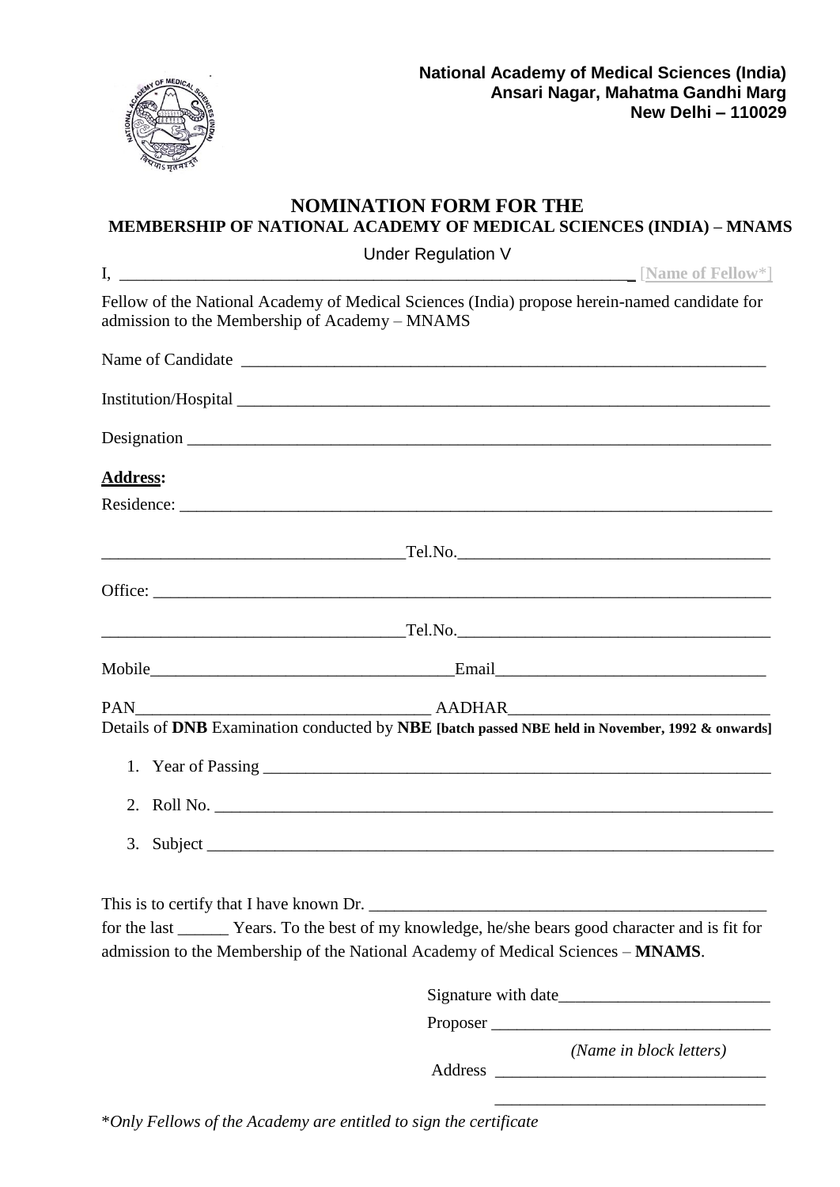**National Academy of Medical Sciences (India)**
**Ansari Nagar, Mahatma Gandhi Marg**
**New Delhi – 110029**

# NOMINATION FORM FOR THE
## MEMBERSHIP OF NATIONAL ACADEMY OF MEDICAL SCIENCES (INDIA) – MNAMS

Under Regulation V

I, ______________________________________________________________ [**Name of Fellow***]

Fellow of the National Academy of Medical Sciences (India) propose herein-named candidate for admission to the Membership of Academy – MNAMS

Name of Candidate ______________________________________________________________

Institution/Hospital ______________________________________________________________

Designation ______________________________________________________________

**Address:**

Residence: ______________________________________________________________

___________________________________Tel.No.____________________________________

Office: ______________________________________________________________

___________________________________Tel.No.____________________________________

Mobile___________________________________Email________________________________

PAN__________________________________ AADHAR_____________________________

Details of **DNB** Examination conducted by **NBE [batch passed NBE held in November, 1992 & onwards]**

1. Year of Passing ______________________________________________________________
2. Roll No. ______________________________________________________________
3. Subject ______________________________________________________________

This is to certify that I have known Dr. _______________________________________________ for the last ______ Years. To the best of my knowledge, he/she bears good character and is fit for admission to the Membership of the National Academy of Medical Sciences – **MNAMS**.

Signature with date________________________

Proposer ________________________________

*(Name in block letters)*

Address ________________________________

________________________________

**Only Fellows of the Academy are entitled to sign the certificate*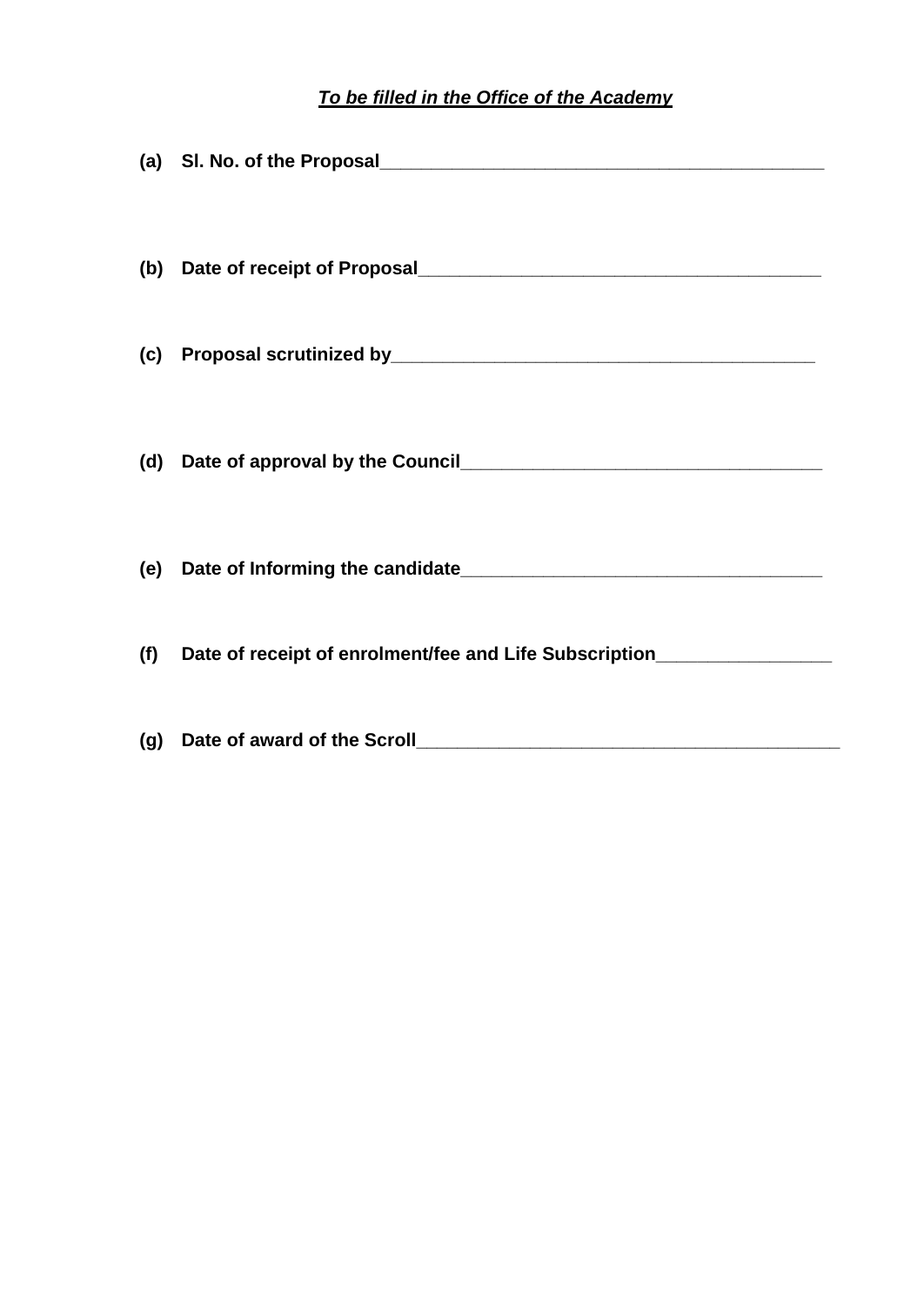***To be filled in the Office of the Academy***

**(a) Sl. No. of the Proposal**___________________________________________

**(b) Date of receipt of Proposal**_______________________________________

**(c) Proposal scrutinized by**__________________________________________

**(d) Date of approval by the Council**___________________________________

**(e) Date of Informing the candidate**___________________________________

**(f) Date of receipt of enrolment/fee and Life Subscription**_______________

**(g) Date of award of the Scroll**_______________________________________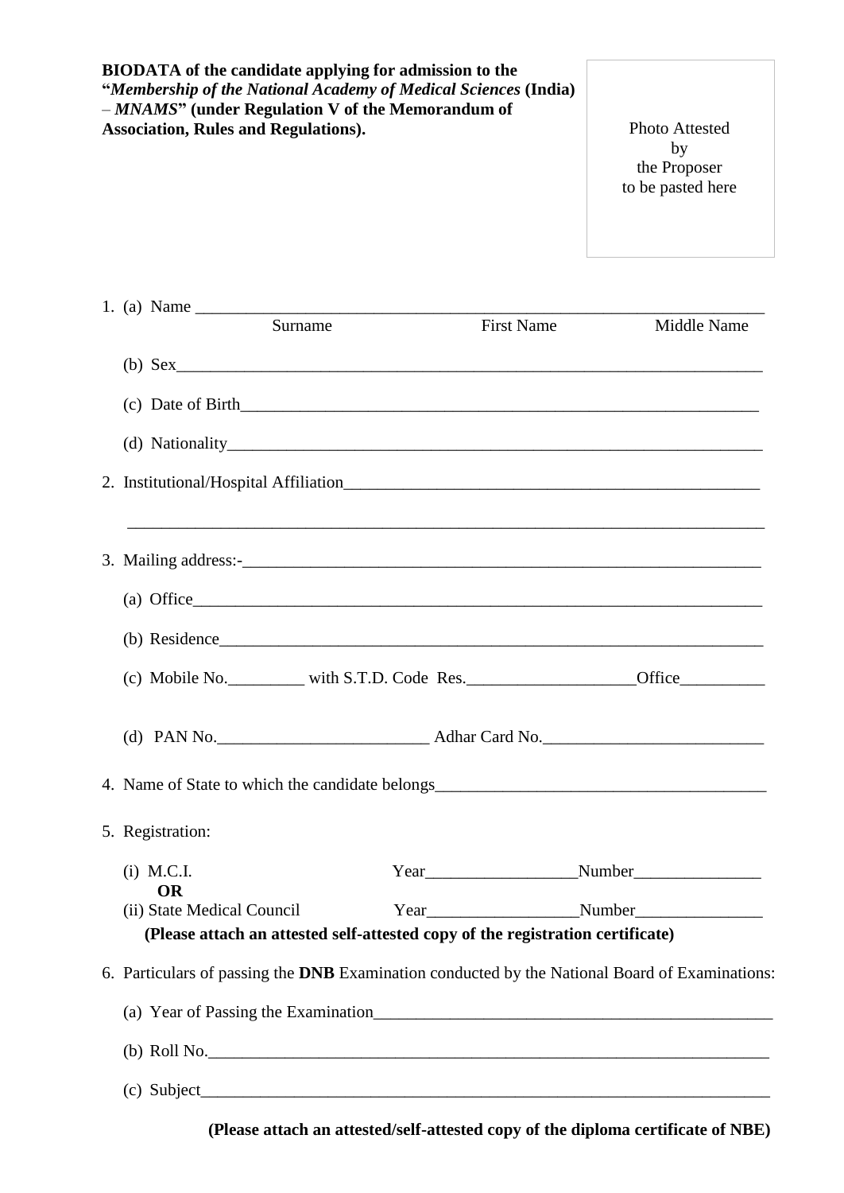**BIODATA of the candidate applying for admission to the "*Membership of the National Academy of Medical Sciences* (India) – *MNAMS*" (under Regulation V of the Memorandum of Association, Rules and Regulations).**

Photo Attested by the Proposer to be pasted here

1. (a) Name ______________________________________________________________

   Surname First Name Middle Name

   (b) Sex______________________________________________________________

   (c) Date of Birth______________________________________________________________

   (d) Nationality______________________________________________________________

2. Institutional/Hospital Affiliation______________________________________________________________

   ______________________________________________________________

3. Mailing address:-______________________________________________________________

   (a) Office______________________________________________________________

   (b) Residence______________________________________________________________

   (c) Mobile No.__________ with S.T.D. Code Res.____________________Office__________

   (d) PAN No.__________________________ Adhar Card No.__________________________

4. Name of State to which the candidate belongs________________________________________

5. Registration:

   (i) M.C.I. Year__________________Number_______________

   **OR**

   (ii) State Medical Council Year__________________Number_______________

   **(Please attach an attested self-attested copy of the registration certificate)**

6. Particulars of passing the **DNB** Examination conducted by the National Board of Examinations:

   (a) Year of Passing the Examination__________________________________________________

   (b) Roll No.______________________________________________________________

   (c) Subject______________________________________________________________

   **(Please attach an attested/self-attested copy of the diploma certificate of NBE)**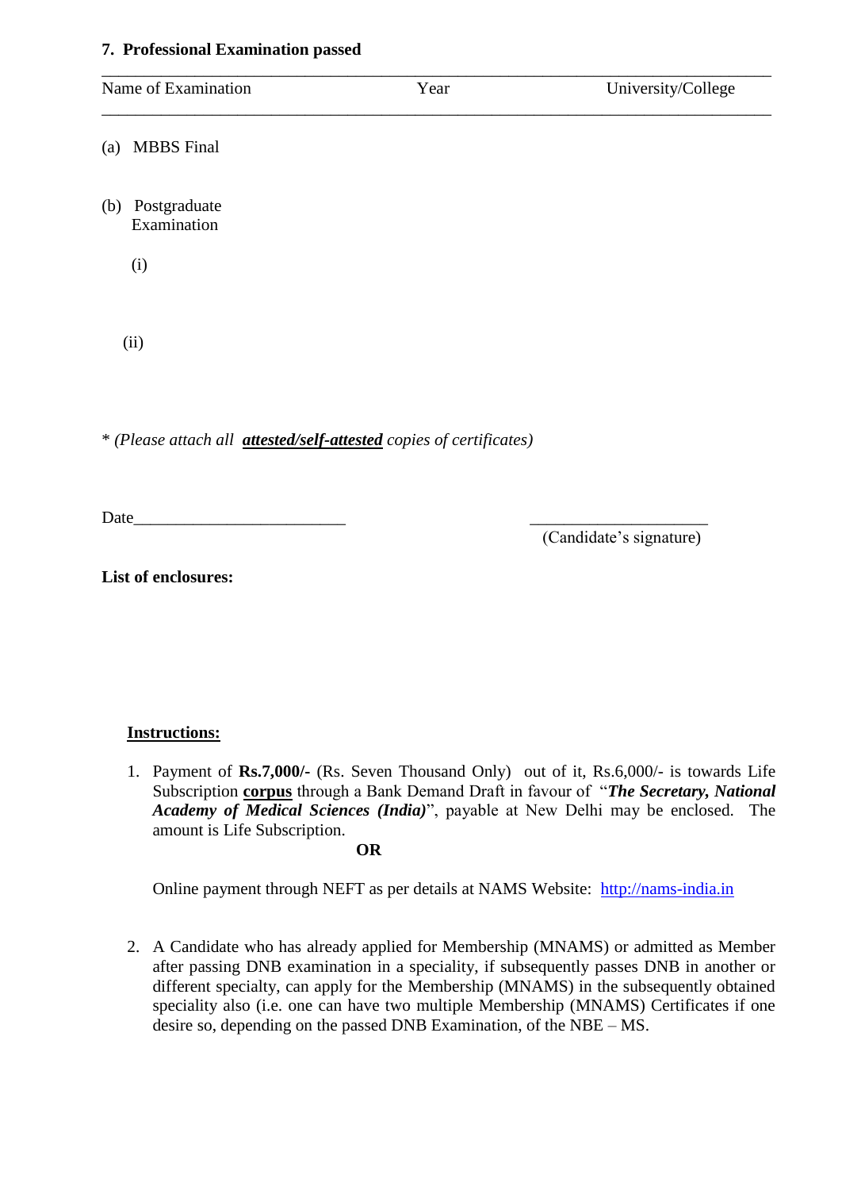**7. Professional Examination passed**

| Name of Examination | Year | University/College |
|---|---|---|
| (a) MBBS Final | | |
| (b) Postgraduate Examination | | |
| (i) | | |
| (ii) | | |

* *(Please attach all* ***attested/self-attested*** *copies of certificates)*

Date________________________ ____________________
(Candidate's signature)

**List of enclosures:**

**Instructions:**

1. Payment of **Rs.7,000/-** (Rs. Seven Thousand Only) out of it, Rs.6,000/- is towards Life Subscription **corpus** through a Bank Demand Draft in favour of "***The Secretary, National Academy of Medical Sciences (India)***", payable at New Delhi may be enclosed. The amount is Life Subscription.

   **OR**

   Online payment through NEFT as per details at NAMS Website: http://nams-india.in

2. A Candidate who has already applied for Membership (MNAMS) or admitted as Member after passing DNB examination in a speciality, if subsequently passes DNB in another or different specialty, can apply for the Membership (MNAMS) in the subsequently obtained speciality also (i.e. one can have two multiple Membership (MNAMS) Certificates if one desire so, depending on the passed DNB Examination, of the NBE – MS.